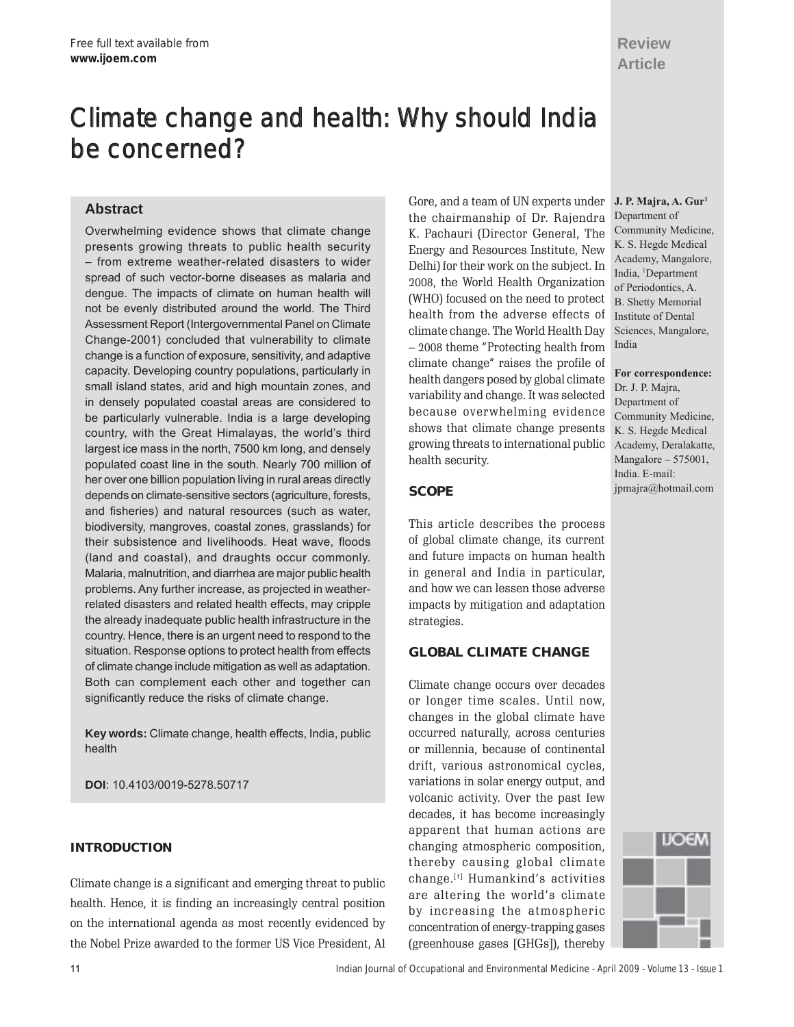Review Article

# Climate change and health: Why should India be concerned?

J. P. Majra, A. Gur[1]

Department of Community Medicine, K. S. Hegde Medical Academy, Mangalore, India, [1]Department of Periodontics, A. B. Shetty Memorial Institute of Dental Sciences, Mangalore, India

**For correspondence:** Dr. J. P. Majra, Department of Community Medicine, K. S. Hegde Medical Academy, Deralakatte, Mangalore – 575001, India. E-mail: jpmajra@hotmail.com

## Abstract

Overwhelming evidence shows that climate change presents growing threats to public health security – from extreme weather-related disasters to wider spread of such vector-borne diseases as malaria and dengue. The impacts of climate on human health will not be evenly distributed around the world. The Third Assessment Report (Intergovernmental Panel on Climate Change-2001) concluded that vulnerability to climate change is a function of exposure, sensitivity, and adaptive capacity. Developing country populations, particularly in small island states, arid and high mountain zones, and in densely populated coastal areas are considered to be particularly vulnerable. India is a large developing country, with the Great Himalayas, the world's third largest ice mass in the north, 7500 km long, and densely populated coast line in the south. Nearly 700 million of her over one billion population living in rural areas directly depends on climate-sensitive sectors (agriculture, forests, and fisheries) and natural resources (such as water, biodiversity, mangroves, coastal zones, grasslands) for their subsistence and livelihoods. Heat wave, floods (land and coastal), and draughts occur commonly. Malaria, malnutrition, and diarrhea are major public health problems. Any further increase, as projected in weather-related disasters and related health effects, may cripple the already inadequate public health infrastructure in the country. Hence, there is an urgent need to respond to the situation. Response options to protect health from effects of climate change include mitigation as well as adaptation. Both can complement each other and together can significantly reduce the risks of climate change.

**Key words:** Climate change, health effects, India, public health

**DOI**: 10.4103/0019-5278.50717

## INTRODUCTION

Climate change is a significant and emerging threat to public health. Hence, it is finding an increasingly central position on the international agenda as most recently evidenced by the Nobel Prize awarded to the former US Vice President, Al Gore, and a team of UN experts under the chairmanship of Dr. Rajendra K. Pachauri (Director General, The Energy and Resources Institute, New Delhi) for their work on the subject. In 2008, the World Health Organization (WHO) focused on the need to protect health from the adverse effects of climate change. The World Health Day – 2008 theme "Protecting health from climate change" raises the profile of health dangers posed by global climate variability and change. It was selected because overwhelming evidence shows that climate change presents growing threats to international public health security.

## SCOPE

This article describes the process of global climate change, its current and future impacts on human health in general and India in particular, and how we can lessen those adverse impacts by mitigation and adaptation strategies.

## GLOBAL CLIMATE CHANGE

Climate change occurs over decades or longer time scales. Until now, changes in the global climate have occurred naturally, across centuries or millennia, because of continental drift, various astronomical cycles, variations in solar energy output, and volcanic activity. Over the past few decades, it has become increasingly apparent that human actions are changing atmospheric composition, thereby causing global climate change.[1] Humankind's activities are altering the world's climate by increasing the atmospheric concentration of energy-trapping gases (greenhouse gases [GHGs]), thereby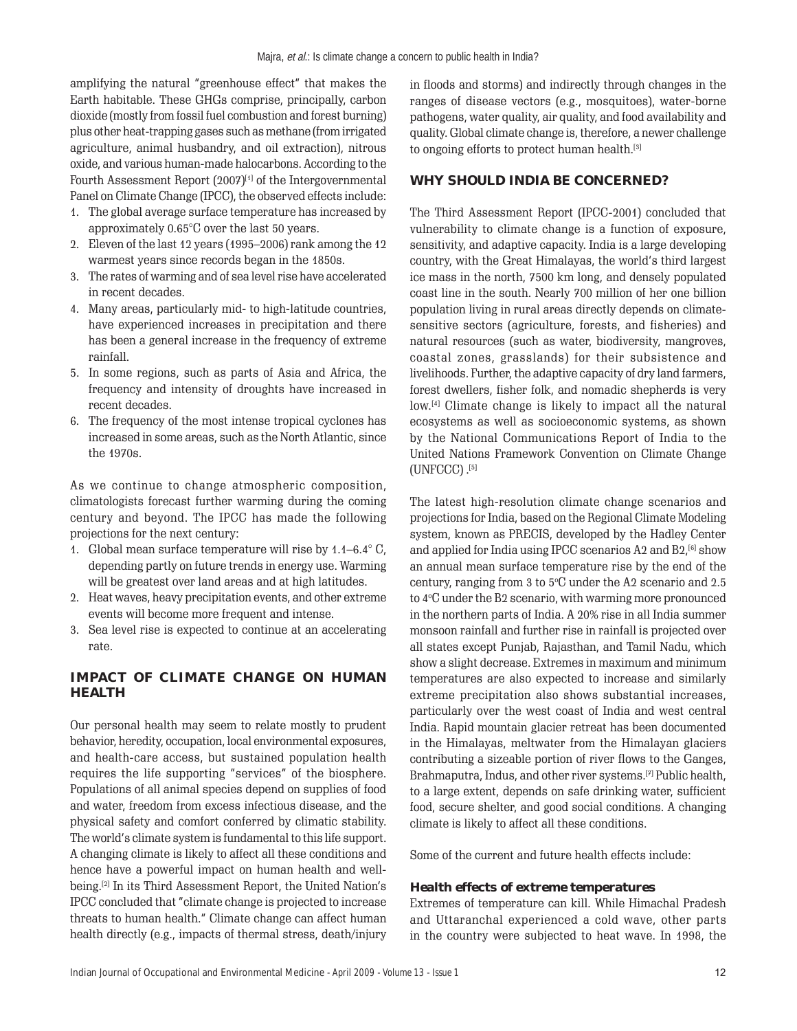amplifying the natural "greenhouse effect" that makes the Earth habitable. These GHGs comprise, principally, carbon dioxide (mostly from fossil fuel combustion and forest burning) plus other heat-trapping gases such as methane (from irrigated agriculture, animal husbandry, and oil extraction), nitrous oxide, and various human-made halocarbons. According to the Fourth Assessment Report (2007)[1] of the Intergovernmental Panel on Climate Change (IPCC), the observed effects include:

1. The global average surface temperature has increased by approximately 0.65°C over the last 50 years.
2. Eleven of the last 12 years (1995–2006) rank among the 12 warmest years since records began in the 1850s.
3. The rates of warming and of sea level rise have accelerated in recent decades.
4. Many areas, particularly mid- to high-latitude countries, have experienced increases in precipitation and there has been a general increase in the frequency of extreme rainfall.
5. In some regions, such as parts of Asia and Africa, the frequency and intensity of droughts have increased in recent decades.
6. The frequency of the most intense tropical cyclones has increased in some areas, such as the North Atlantic, since the 1970s.

As we continue to change atmospheric composition, climatologists forecast further warming during the coming century and beyond. The IPCC has made the following projections for the next century:

1. Global mean surface temperature will rise by 1.1–6.4° C, depending partly on future trends in energy use. Warming will be greatest over land areas and at high latitudes.
2. Heat waves, heavy precipitation events, and other extreme events will become more frequent and intense.
3. Sea level rise is expected to continue at an accelerating rate.

## IMPACT OF CLIMATE CHANGE ON HUMAN HEALTH

Our personal health may seem to relate mostly to prudent behavior, heredity, occupation, local environmental exposures, and health-care access, but sustained population health requires the life supporting "services" of the biosphere. Populations of all animal species depend on supplies of food and water, freedom from excess infectious disease, and the physical safety and comfort conferred by climatic stability. The world's climate system is fundamental to this life support. A changing climate is likely to affect all these conditions and hence have a powerful impact on human health and well-being.[2] In its Third Assessment Report, the United Nation's IPCC concluded that "climate change is projected to increase threats to human health." Climate change can affect human health directly (e.g., impacts of thermal stress, death/injury in floods and storms) and indirectly through changes in the ranges of disease vectors (e.g., mosquitoes), water-borne pathogens, water quality, air quality, and food availability and quality. Global climate change is, therefore, a newer challenge to ongoing efforts to protect human health.[3]

## WHY SHOULD INDIA BE CONCERNED?

The Third Assessment Report (IPCC-2001) concluded that vulnerability to climate change is a function of exposure, sensitivity, and adaptive capacity. India is a large developing country, with the Great Himalayas, the world's third largest ice mass in the north, 7500 km long, and densely populated coast line in the south. Nearly 700 million of her one billion population living in rural areas directly depends on climate-sensitive sectors (agriculture, forests, and fisheries) and natural resources (such as water, biodiversity, mangroves, coastal zones, grasslands) for their subsistence and livelihoods. Further, the adaptive capacity of dry land farmers, forest dwellers, fisher folk, and nomadic shepherds is very low.[4] Climate change is likely to impact all the natural ecosystems as well as socioeconomic systems, as shown by the National Communications Report of India to the United Nations Framework Convention on Climate Change (UNFCCC) .[5]

The latest high-resolution climate change scenarios and projections for India, based on the Regional Climate Modeling system, known as PRECIS, developed by the Hadley Center and applied for India using IPCC scenarios A2 and B2,[6] show an annual mean surface temperature rise by the end of the century, ranging from 3 to 5°C under the A2 scenario and 2.5 to 4°C under the B2 scenario, with warming more pronounced in the northern parts of India. A 20% rise in all India summer monsoon rainfall and further rise in rainfall is projected over all states except Punjab, Rajasthan, and Tamil Nadu, which show a slight decrease. Extremes in maximum and minimum temperatures are also expected to increase and similarly extreme precipitation also shows substantial increases, particularly over the west coast of India and west central India. Rapid mountain glacier retreat has been documented in the Himalayas, meltwater from the Himalayan glaciers contributing a sizeable portion of river flows to the Ganges, Brahmaputra, Indus, and other river systems.[7] Public health, to a large extent, depends on safe drinking water, sufficient food, secure shelter, and good social conditions. A changing climate is likely to affect all these conditions.

Some of the current and future health effects include:

### Health effects of extreme temperatures

Extremes of temperature can kill. While Himachal Pradesh and Uttaranchal experienced a cold wave, other parts in the country were subjected to heat wave. In 1998, the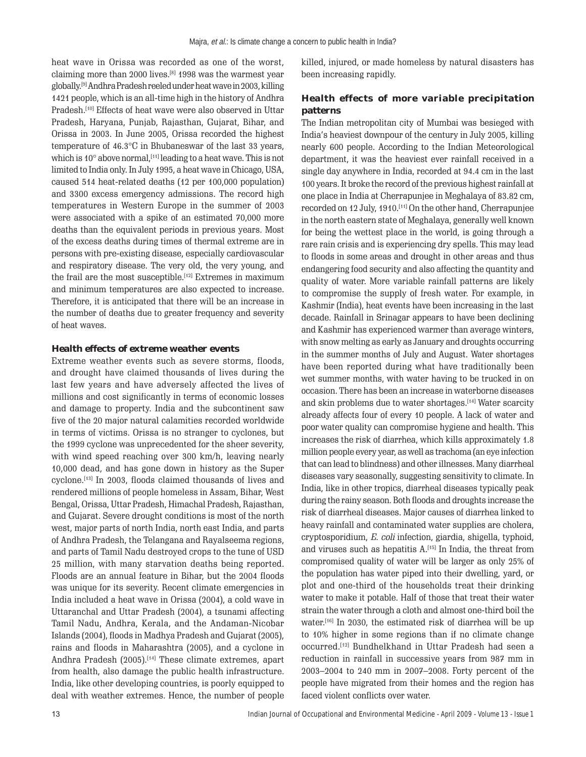heat wave in Orissa was recorded as one of the worst, claiming more than 2000 lives.[8] 1998 was the warmest year globally.[9] Andhra Pradesh reeled under heat wave in 2003, killing 1421 people, which is an all-time high in the history of Andhra Pradesh.[10] Effects of heat wave were also observed in Uttar Pradesh, Haryana, Punjab, Rajasthan, Gujarat, Bihar, and Orissa in 2003. In June 2005, Orissa recorded the highest temperature of 46.3°C in Bhubaneswar of the last 33 years, which is 10° above normal,[11] leading to a heat wave. This is not limited to India only. In July 1995, a heat wave in Chicago, USA, caused 514 heat-related deaths (12 per 100,000 population) and 3300 excess emergency admissions. The record high temperatures in Western Europe in the summer of 2003 were associated with a spike of an estimated 70,000 more deaths than the equivalent periods in previous years. Most of the excess deaths during times of thermal extreme are in persons with pre-existing disease, especially cardiovascular and respiratory disease. The very old, the very young, and the frail are the most susceptible.[12] Extremes in maximum and minimum temperatures are also expected to increase. Therefore, it is anticipated that there will be an increase in the number of deaths due to greater frequency and severity of heat waves.

### Health effects of extreme weather events

Extreme weather events such as severe storms, floods, and drought have claimed thousands of lives during the last few years and have adversely affected the lives of millions and cost significantly in terms of economic losses and damage to property. India and the subcontinent saw five of the 20 major natural calamities recorded worldwide in terms of victims. Orissa is no stranger to cyclones, but the 1999 cyclone was unprecedented for the sheer severity, with wind speed reaching over 300 km/h, leaving nearly 10,000 dead, and has gone down in history as the Super cyclone.[13] In 2003, floods claimed thousands of lives and rendered millions of people homeless in Assam, Bihar, West Bengal, Orissa, Uttar Pradesh, Himachal Pradesh, Rajasthan, and Gujarat. Severe drought conditions is most of the north west, major parts of north India, north east India, and parts of Andhra Pradesh, the Telangana and Rayalseema regions, and parts of Tamil Nadu destroyed crops to the tune of USD 25 million, with many starvation deaths being reported. Floods are an annual feature in Bihar, but the 2004 floods was unique for its severity. Recent climate emergencies in India included a heat wave in Orissa (2004), a cold wave in Uttaranchal and Uttar Pradesh (2004), a tsunami affecting Tamil Nadu, Andhra, Kerala, and the Andaman-Nicobar Islands (2004), floods in Madhya Pradesh and Gujarat (2005), rains and floods in Maharashtra (2005), and a cyclone in Andhra Pradesh (2005).[14] These climate extremes, apart from health, also damage the public health infrastructure. India, like other developing countries, is poorly equipped to deal with weather extremes. Hence, the number of people killed, injured, or made homeless by natural disasters has been increasing rapidly.

### Health effects of more variable precipitation patterns

The Indian metropolitan city of Mumbai was besieged with India's heaviest downpour of the century in July 2005, killing nearly 600 people. According to the Indian Meteorological department, it was the heaviest ever rainfall received in a single day anywhere in India, recorded at 94.4 cm in the last 100 years. It broke the record of the previous highest rainfall at one place in India at Cherrapunjee in Meghalaya of 83.82 cm, recorded on 12 July, 1910.[11] On the other hand, Cherrapunjee in the north eastern state of Meghalaya, generally well known for being the wettest place in the world, is going through a rare rain crisis and is experiencing dry spells. This may lead to floods in some areas and drought in other areas and thus endangering food security and also affecting the quantity and quality of water. More variable rainfall patterns are likely to compromise the supply of fresh water. For example, in Kashmir (India), heat events have been increasing in the last decade. Rainfall in Srinagar appears to have been declining and Kashmir has experienced warmer than average winters, with snow melting as early as January and droughts occurring in the summer months of July and August. Water shortages have been reported during what have traditionally been wet summer months, with water having to be trucked in on occasion. There has been an increase in waterborne diseases and skin problems due to water shortages.[14] Water scarcity already affects four of every 10 people. A lack of water and poor water quality can compromise hygiene and health. This increases the risk of diarrhea, which kills approximately 1.8 million people every year, as well as trachoma (an eye infection that can lead to blindness) and other illnesses. Many diarrheal diseases vary seasonally, suggesting sensitivity to climate. In India, like in other tropics, diarrheal diseases typically peak during the rainy season. Both floods and droughts increase the risk of diarrheal diseases. Major causes of diarrhea linked to heavy rainfall and contaminated water supplies are cholera, cryptosporidium, *E. coli* infection, giardia, shigella, typhoid, and viruses such as hepatitis A.[15] In India, the threat from compromised quality of water will be larger as only 25% of the population has water piped into their dwelling, yard, or plot and one-third of the households treat their drinking water to make it potable. Half of those that treat their water strain the water through a cloth and almost one-third boil the water.[16] In 2030, the estimated risk of diarrhea will be up to 10% higher in some regions than if no climate change occurred.[12] Bundhelkhand in Uttar Pradesh had seen a reduction in rainfall in successive years from 987 mm in 2003–2004 to 240 mm in 2007–2008. Forty percent of the people have migrated from their homes and the region has faced violent conflicts over water.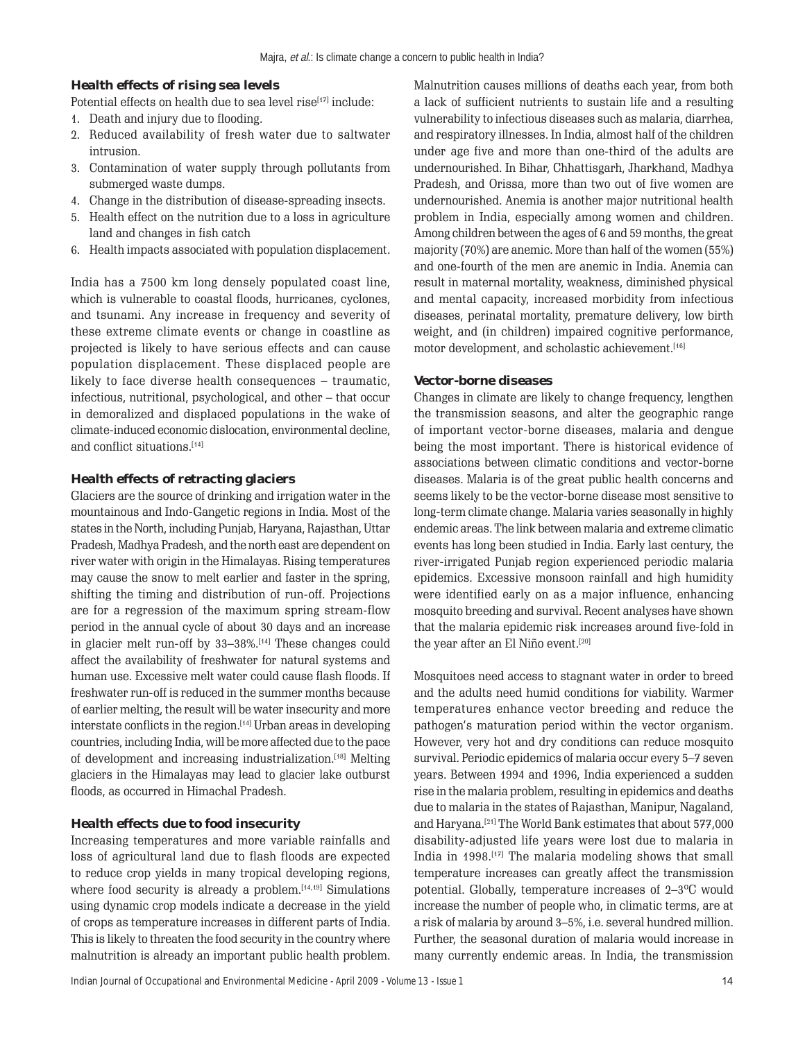### Health effects of rising sea levels

Potential effects on health due to sea level rise[17] include:

1. Death and injury due to flooding.
2. Reduced availability of fresh water due to saltwater intrusion.
3. Contamination of water supply through pollutants from submerged waste dumps.
4. Change in the distribution of disease-spreading insects.
5. Health effect on the nutrition due to a loss in agriculture land and changes in fish catch
6. Health impacts associated with population displacement.

India has a 7500 km long densely populated coast line, which is vulnerable to coastal floods, hurricanes, cyclones, and tsunami. Any increase in frequency and severity of these extreme climate events or change in coastline as projected is likely to have serious effects and can cause population displacement. These displaced people are likely to face diverse health consequences – traumatic, infectious, nutritional, psychological, and other – that occur in demoralized and displaced populations in the wake of climate-induced economic dislocation, environmental decline, and conflict situations.[14]

### Health effects of retracting glaciers

Glaciers are the source of drinking and irrigation water in the mountainous and Indo-Gangetic regions in India. Most of the states in the North, including Punjab, Haryana, Rajasthan, Uttar Pradesh, Madhya Pradesh, and the north east are dependent on river water with origin in the Himalayas. Rising temperatures may cause the snow to melt earlier and faster in the spring, shifting the timing and distribution of run-off. Projections are for a regression of the maximum spring stream-flow period in the annual cycle of about 30 days and an increase in glacier melt run-off by 33–38%.[14] These changes could affect the availability of freshwater for natural systems and human use. Excessive melt water could cause flash floods. If freshwater run-off is reduced in the summer months because of earlier melting, the result will be water insecurity and more interstate conflicts in the region.[14] Urban areas in developing countries, including India, will be more affected due to the pace of development and increasing industrialization.[18] Melting glaciers in the Himalayas may lead to glacier lake outburst floods, as occurred in Himachal Pradesh.

### Health effects due to food insecurity

Increasing temperatures and more variable rainfalls and loss of agricultural land due to flash floods are expected to reduce crop yields in many tropical developing regions, where food security is already a problem.[14,19] Simulations using dynamic crop models indicate a decrease in the yield of crops as temperature increases in different parts of India. This is likely to threaten the food security in the country where malnutrition is already an important public health problem. Malnutrition causes millions of deaths each year, from both a lack of sufficient nutrients to sustain life and a resulting vulnerability to infectious diseases such as malaria, diarrhea, and respiratory illnesses. In India, almost half of the children under age five and more than one-third of the adults are undernourished. In Bihar, Chhattisgarh, Jharkhand, Madhya Pradesh, and Orissa, more than two out of five women are undernourished. Anemia is another major nutritional health problem in India, especially among women and children. Among children between the ages of 6 and 59 months, the great majority (70%) are anemic. More than half of the women (55%) and one-fourth of the men are anemic in India. Anemia can result in maternal mortality, weakness, diminished physical and mental capacity, increased morbidity from infectious diseases, perinatal mortality, premature delivery, low birth weight, and (in children) impaired cognitive performance, motor development, and scholastic achievement.[16]

### Vector-borne diseases

Changes in climate are likely to change frequency, lengthen the transmission seasons, and alter the geographic range of important vector-borne diseases, malaria and dengue being the most important. There is historical evidence of associations between climatic conditions and vector-borne diseases. Malaria is of the great public health concerns and seems likely to be the vector-borne disease most sensitive to long-term climate change. Malaria varies seasonally in highly endemic areas. The link between malaria and extreme climatic events has long been studied in India. Early last century, the river-irrigated Punjab region experienced periodic malaria epidemics. Excessive monsoon rainfall and high humidity were identified early on as a major influence, enhancing mosquito breeding and survival. Recent analyses have shown that the malaria epidemic risk increases around five-fold in the year after an El Niño event.[20]

Mosquitoes need access to stagnant water in order to breed and the adults need humid conditions for viability. Warmer temperatures enhance vector breeding and reduce the pathogen's maturation period within the vector organism. However, very hot and dry conditions can reduce mosquito survival. Periodic epidemics of malaria occur every 5–7 seven years. Between 1994 and 1996, India experienced a sudden rise in the malaria problem, resulting in epidemics and deaths due to malaria in the states of Rajasthan, Manipur, Nagaland, and Haryana.[21] The World Bank estimates that about 577,000 disability-adjusted life years were lost due to malaria in India in 1998.[17] The malaria modeling shows that small temperature increases can greatly affect the transmission potential. Globally, temperature increases of 2–3°C would increase the number of people who, in climatic terms, are at a risk of malaria by around 3–5%, i.e. several hundred million. Further, the seasonal duration of malaria would increase in many currently endemic areas. In India, the transmission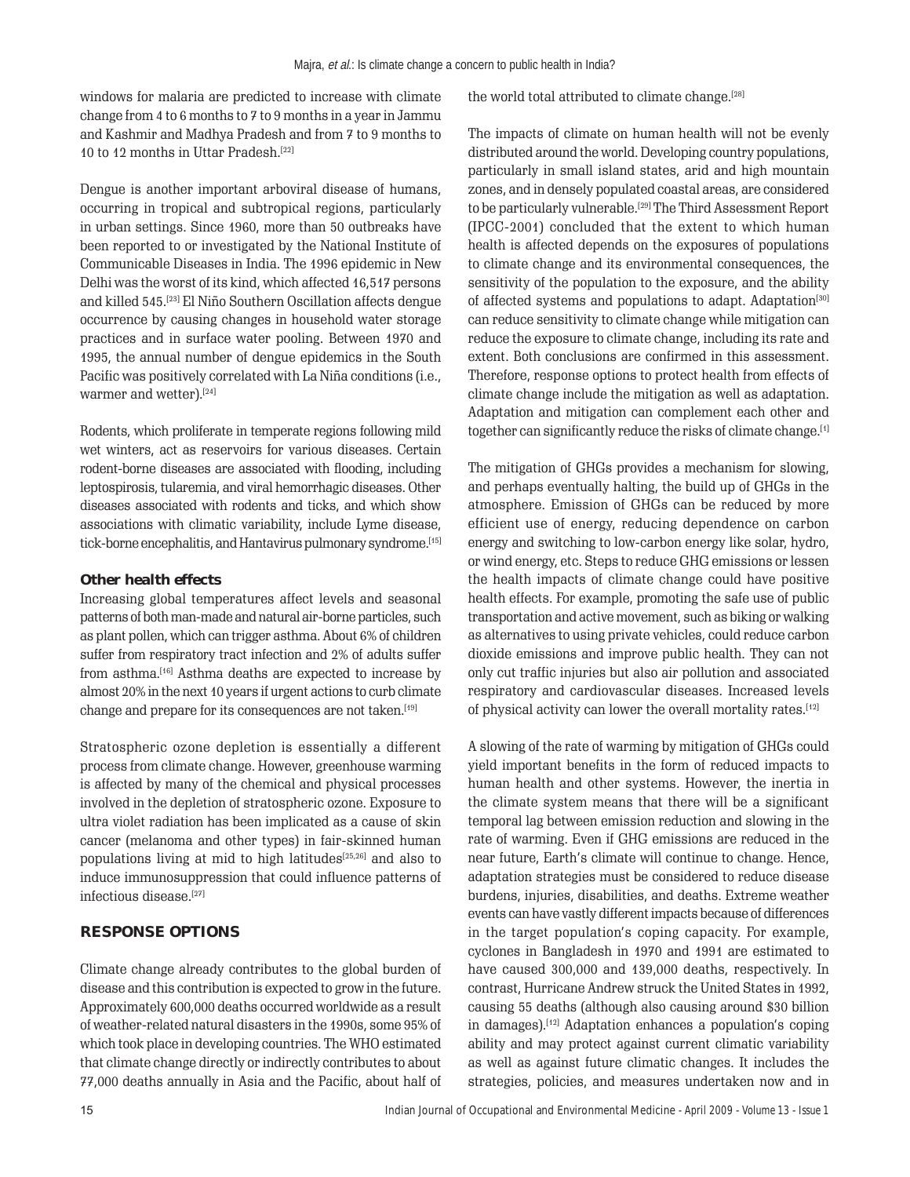windows for malaria are predicted to increase with climate change from 4 to 6 months to 7 to 9 months in a year in Jammu and Kashmir and Madhya Pradesh and from 7 to 9 months to 10 to 12 months in Uttar Pradesh.[22]

Dengue is another important arboviral disease of humans, occurring in tropical and subtropical regions, particularly in urban settings. Since 1960, more than 50 outbreaks have been reported to or investigated by the National Institute of Communicable Diseases in India. The 1996 epidemic in New Delhi was the worst of its kind, which affected 16,517 persons and killed 545.[23] El Niño Southern Oscillation affects dengue occurrence by causing changes in household water storage practices and in surface water pooling. Between 1970 and 1995, the annual number of dengue epidemics in the South Pacific was positively correlated with La Niña conditions (i.e., warmer and wetter).[24]

Rodents, which proliferate in temperate regions following mild wet winters, act as reservoirs for various diseases. Certain rodent-borne diseases are associated with flooding, including leptospirosis, tularemia, and viral hemorrhagic diseases. Other diseases associated with rodents and ticks, and which show associations with climatic variability, include Lyme disease, tick-borne encephalitis, and Hantavirus pulmonary syndrome.[15]

### Other health effects

Increasing global temperatures affect levels and seasonal patterns of both man-made and natural air-borne particles, such as plant pollen, which can trigger asthma. About 6% of children suffer from respiratory tract infection and 2% of adults suffer from asthma.[16] Asthma deaths are expected to increase by almost 20% in the next 10 years if urgent actions to curb climate change and prepare for its consequences are not taken.[19]

Stratospheric ozone depletion is essentially a different process from climate change. However, greenhouse warming is affected by many of the chemical and physical processes involved in the depletion of stratospheric ozone. Exposure to ultra violet radiation has been implicated as a cause of skin cancer (melanoma and other types) in fair-skinned human populations living at mid to high latitudes[25,26] and also to induce immunosuppression that could influence patterns of infectious disease.[27]

## RESPONSE OPTIONS

Climate change already contributes to the global burden of disease and this contribution is expected to grow in the future. Approximately 600,000 deaths occurred worldwide as a result of weather-related natural disasters in the 1990s, some 95% of which took place in developing countries. The WHO estimated that climate change directly or indirectly contributes to about 77,000 deaths annually in Asia and the Pacific, about half of the world total attributed to climate change.[28]

The impacts of climate on human health will not be evenly distributed around the world. Developing country populations, particularly in small island states, arid and high mountain zones, and in densely populated coastal areas, are considered to be particularly vulnerable.[29] The Third Assessment Report (IPCC-2001) concluded that the extent to which human health is affected depends on the exposures of populations to climate change and its environmental consequences, the sensitivity of the population to the exposure, and the ability of affected systems and populations to adapt. Adaptation[30] can reduce sensitivity to climate change while mitigation can reduce the exposure to climate change, including its rate and extent. Both conclusions are confirmed in this assessment. Therefore, response options to protect health from effects of climate change include the mitigation as well as adaptation. Adaptation and mitigation can complement each other and together can significantly reduce the risks of climate change.[1]

The mitigation of GHGs provides a mechanism for slowing, and perhaps eventually halting, the build up of GHGs in the atmosphere. Emission of GHGs can be reduced by more efficient use of energy, reducing dependence on carbon energy and switching to low-carbon energy like solar, hydro, or wind energy, etc. Steps to reduce GHG emissions or lessen the health impacts of climate change could have positive health effects. For example, promoting the safe use of public transportation and active movement, such as biking or walking as alternatives to using private vehicles, could reduce carbon dioxide emissions and improve public health. They can not only cut traffic injuries but also air pollution and associated respiratory and cardiovascular diseases. Increased levels of physical activity can lower the overall mortality rates.[12]

A slowing of the rate of warming by mitigation of GHGs could yield important benefits in the form of reduced impacts to human health and other systems. However, the inertia in the climate system means that there will be a significant temporal lag between emission reduction and slowing in the rate of warming. Even if GHG emissions are reduced in the near future, Earth's climate will continue to change. Hence, adaptation strategies must be considered to reduce disease burdens, injuries, disabilities, and deaths. Extreme weather events can have vastly different impacts because of differences in the target population's coping capacity. For example, cyclones in Bangladesh in 1970 and 1991 are estimated to have caused 300,000 and 139,000 deaths, respectively. In contrast, Hurricane Andrew struck the United States in 1992, causing 55 deaths (although also causing around $30 billion in damages).[12] Adaptation enhances a population's coping ability and may protect against current climatic variability as well as against future climatic changes. It includes the strategies, policies, and measures undertaken now and in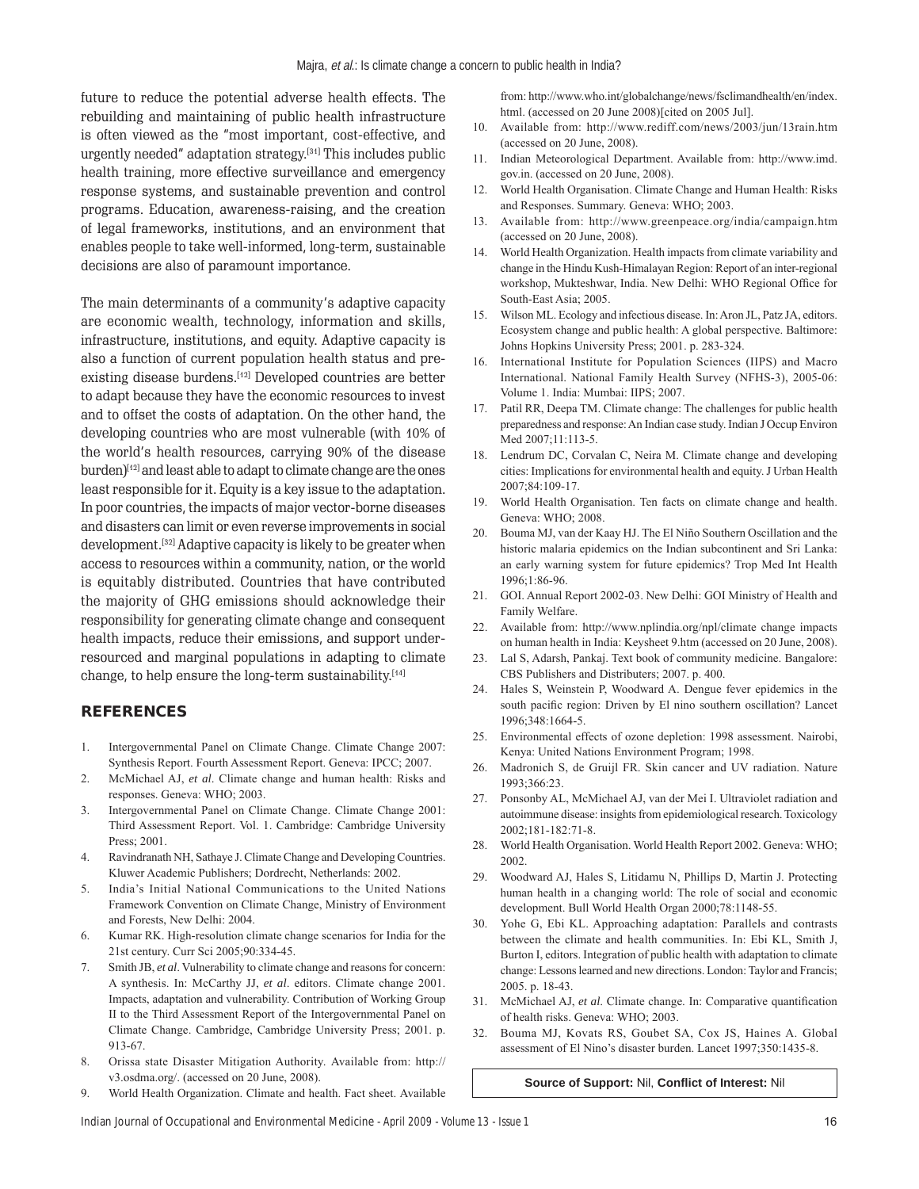future to reduce the potential adverse health effects. The rebuilding and maintaining of public health infrastructure is often viewed as the "most important, cost-effective, and urgently needed" adaptation strategy.[31] This includes public health training, more effective surveillance and emergency response systems, and sustainable prevention and control programs. Education, awareness-raising, and the creation of legal frameworks, institutions, and an environment that enables people to take well-informed, long-term, sustainable decisions are also of paramount importance.

The main determinants of a community's adaptive capacity are economic wealth, technology, information and skills, infrastructure, institutions, and equity. Adaptive capacity is also a function of current population health status and pre-existing disease burdens.[12] Developed countries are better to adapt because they have the economic resources to invest and to offset the costs of adaptation. On the other hand, the developing countries who are most vulnerable (with 10% of the world's health resources, carrying 90% of the disease burden)[12] and least able to adapt to climate change are the ones least responsible for it. Equity is a key issue to the adaptation. In poor countries, the impacts of major vector-borne diseases and disasters can limit or even reverse improvements in social development.[32] Adaptive capacity is likely to be greater when access to resources within a community, nation, or the world is equitably distributed. Countries that have contributed the majority of GHG emissions should acknowledge their responsibility for generating climate change and consequent health impacts, reduce their emissions, and support under-resourced and marginal populations in adapting to climate change, to help ensure the long-term sustainability.[14]

## REFERENCES

1. Intergovernmental Panel on Climate Change. Climate Change 2007: Synthesis Report. Fourth Assessment Report. Geneva: IPCC; 2007.
2. McMichael AJ, *et al*. Climate change and human health: Risks and responses. Geneva: WHO; 2003.
3. Intergovernmental Panel on Climate Change. Climate Change 2001: Third Assessment Report. Vol. 1. Cambridge: Cambridge University Press; 2001.
4. Ravindranath NH, Sathaye J. Climate Change and Developing Countries. Kluwer Academic Publishers; Dordrecht, Netherlands: 2002.
5. India's Initial National Communications to the United Nations Framework Convention on Climate Change, Ministry of Environment and Forests, New Delhi: 2004.
6. Kumar RK. High-resolution climate change scenarios for India for the 21st century. Curr Sci 2005;90:334-45.
7. Smith JB, *et al*. Vulnerability to climate change and reasons for concern: A synthesis. In: McCarthy JJ, *et al*. editors. Climate change 2001. Impacts, adaptation and vulnerability. Contribution of Working Group II to the Third Assessment Report of the Intergovernmental Panel on Climate Change. Cambridge, Cambridge University Press; 2001. p. 913-67.
8. Orissa state Disaster Mitigation Authority. Available from: http://v3.osdma.org/. (accessed on 20 June, 2008).
9. World Health Organization. Climate and health. Fact sheet. Available from: http://www.who.int/globalchange/news/fsclimandhealth/en/index.html. (accessed on 20 June 2008)[cited on 2005 Jul].
10. Available from: http://www.rediff.com/news/2003/jun/13rain.htm (accessed on 20 June, 2008).
11. Indian Meteorological Department. Available from: http://www.imd.gov.in. (accessed on 20 June, 2008).
12. World Health Organisation. Climate Change and Human Health: Risks and Responses. Summary. Geneva: WHO; 2003.
13. Available from: http://www.greenpeace.org/india/campaign.htm (accessed on 20 June, 2008).
14. World Health Organization. Health impacts from climate variability and change in the Hindu Kush-Himalayan Region: Report of an inter-regional workshop, Mukteshwar, India. New Delhi: WHO Regional Office for South-East Asia; 2005.
15. Wilson ML. Ecology and infectious disease. In: Aron JL, Patz JA, editors. Ecosystem change and public health: A global perspective. Baltimore: Johns Hopkins University Press; 2001. p. 283-324.
16. International Institute for Population Sciences (IIPS) and Macro International. National Family Health Survey (NFHS-3), 2005-06: Volume 1. India: Mumbai: IIPS; 2007.
17. Patil RR, Deepa TM. Climate change: The challenges for public health preparedness and response: An Indian case study. Indian J Occup Environ Med 2007;11:113-5.
18. Lendrum DC, Corvalan C, Neira M. Climate change and developing cities: Implications for environmental health and equity. J Urban Health 2007;84:109-17.
19. World Health Organisation. Ten facts on climate change and health. Geneva: WHO; 2008.
20. Bouma MJ, van der Kaay HJ. The El Niño Southern Oscillation and the historic malaria epidemics on the Indian subcontinent and Sri Lanka: an early warning system for future epidemics? Trop Med Int Health 1996;1:86-96.
21. GOI. Annual Report 2002-03. New Delhi: GOI Ministry of Health and Family Welfare.
22. Available from: http://www.nplindia.org/npl/climate change impacts on human health in India: Keysheet 9.htm (accessed on 20 June, 2008).
23. Lal S, Adarsh, Pankaj. Text book of community medicine. Bangalore: CBS Publishers and Distributers; 2007. p. 400.
24. Hales S, Weinstein P, Woodward A. Dengue fever epidemics in the south pacific region: Driven by El nino southern oscillation? Lancet 1996;348:1664-5.
25. Environmental effects of ozone depletion: 1998 assessment. Nairobi, Kenya: United Nations Environment Program; 1998.
26. Madronich S, de Gruijl FR. Skin cancer and UV radiation. Nature 1993;366:23.
27. Ponsonby AL, McMichael AJ, van der Mei I. Ultraviolet radiation and autoimmune disease: insights from epidemiological research. Toxicology 2002;181-182:71-8.
28. World Health Organisation. World Health Report 2002. Geneva: WHO; 2002.
29. Woodward AJ, Hales S, Litidamu N, Phillips D, Martin J. Protecting human health in a changing world: The role of social and economic development. Bull World Health Organ 2000;78:1148-55.
30. Yohe G, Ebi KL. Approaching adaptation: Parallels and contrasts between the climate and health communities. In: Ebi KL, Smith J, Burton I, editors. Integration of public health with adaptation to climate change: Lessons learned and new directions. London: Taylor and Francis; 2005. p. 18-43.
31. McMichael AJ, *et al*. Climate change. In: Comparative quantification of health risks. Geneva: WHO; 2003.
32. Bouma MJ, Kovats RS, Goubet SA, Cox JS, Haines A. Global assessment of El Nino's disaster burden. Lancet 1997;350:1435-8.

**Source of Support:** Nil, **Conflict of Interest:** Nil